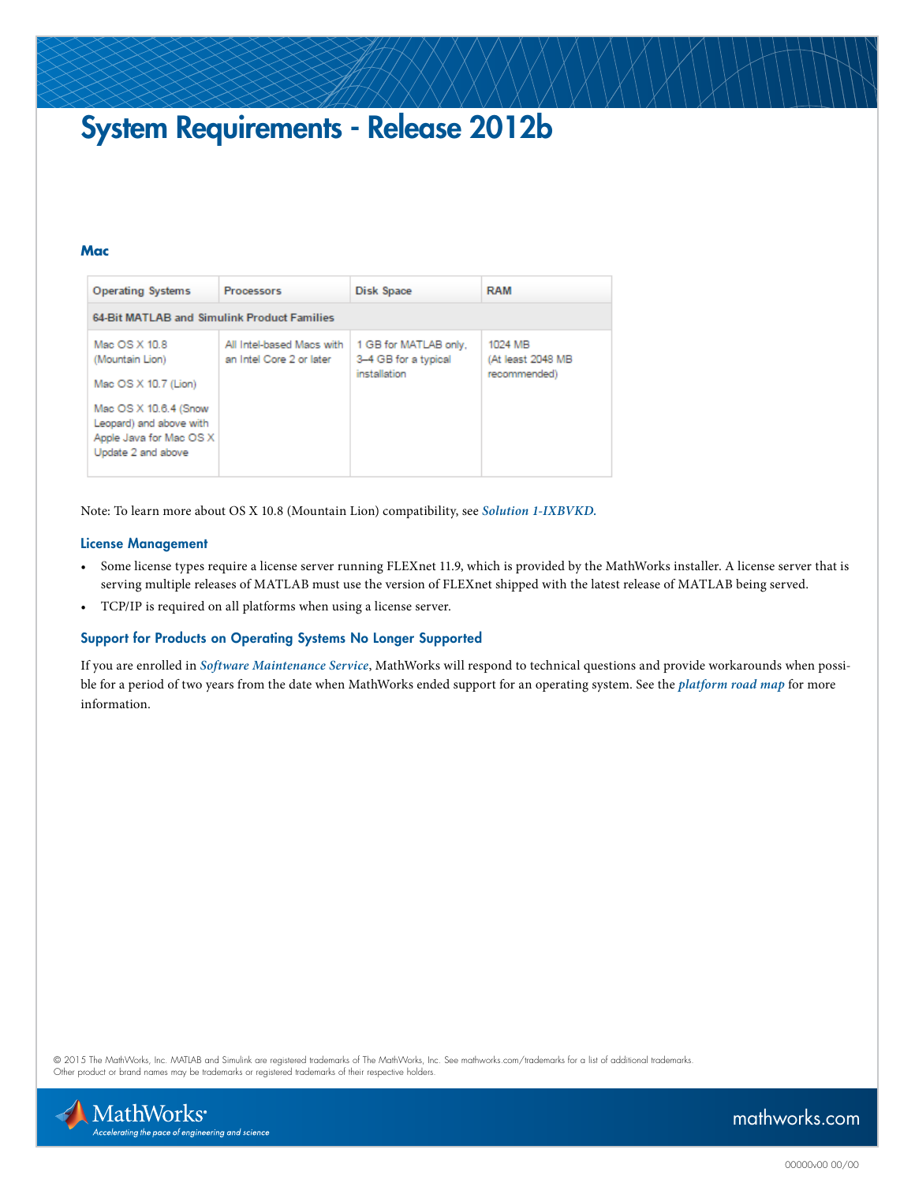# System Requirements - Release 2012b

## Mac

| Operating Systems | Processors | Disk Space | RAM |
| --- | --- | --- | --- |
| **64-Bit MATLAB and Simulink Product Families** | | | |
| Mac OS X 10.8 (Mountain Lion)<br><br>Mac OS X 10.7 (Lion)<br><br>Mac OS X 10.6.4 (Snow Leopard) and above with Apple Java for Mac OS X Update 2 and above | All Intel-based Macs with an Intel Core 2 or later | 1 GB for MATLAB only, 3–4 GB for a typical installation | 1024 MB (At least 2048 MB recommended) |

Note: To learn more about OS X 10.8 (Mountain Lion) compatibility, see ***Solution 1-IXBVKD***.

### License Management

- Some license types require a license server running FLEXnet 11.9, which is provided by the MathWorks installer. A license server that is serving multiple releases of MATLAB must use the version of FLEXnet shipped with the latest release of MATLAB being served.
- TCP/IP is required on all platforms when using a license server.

### Support for Products on Operating Systems No Longer Supported

If you are enrolled in ***Software Maintenance Service***, MathWorks will respond to technical questions and provide workarounds when possible for a period of two years from the date when MathWorks ended support for an operating system. See the ***platform road map*** for more information.

© 2015 The MathWorks, Inc. MATLAB and Simulink are registered trademarks of The MathWorks, Inc. See mathworks.com/trademarks for a list of additional trademarks. Other product or brand names may be trademarks or registered trademarks of their respective holders.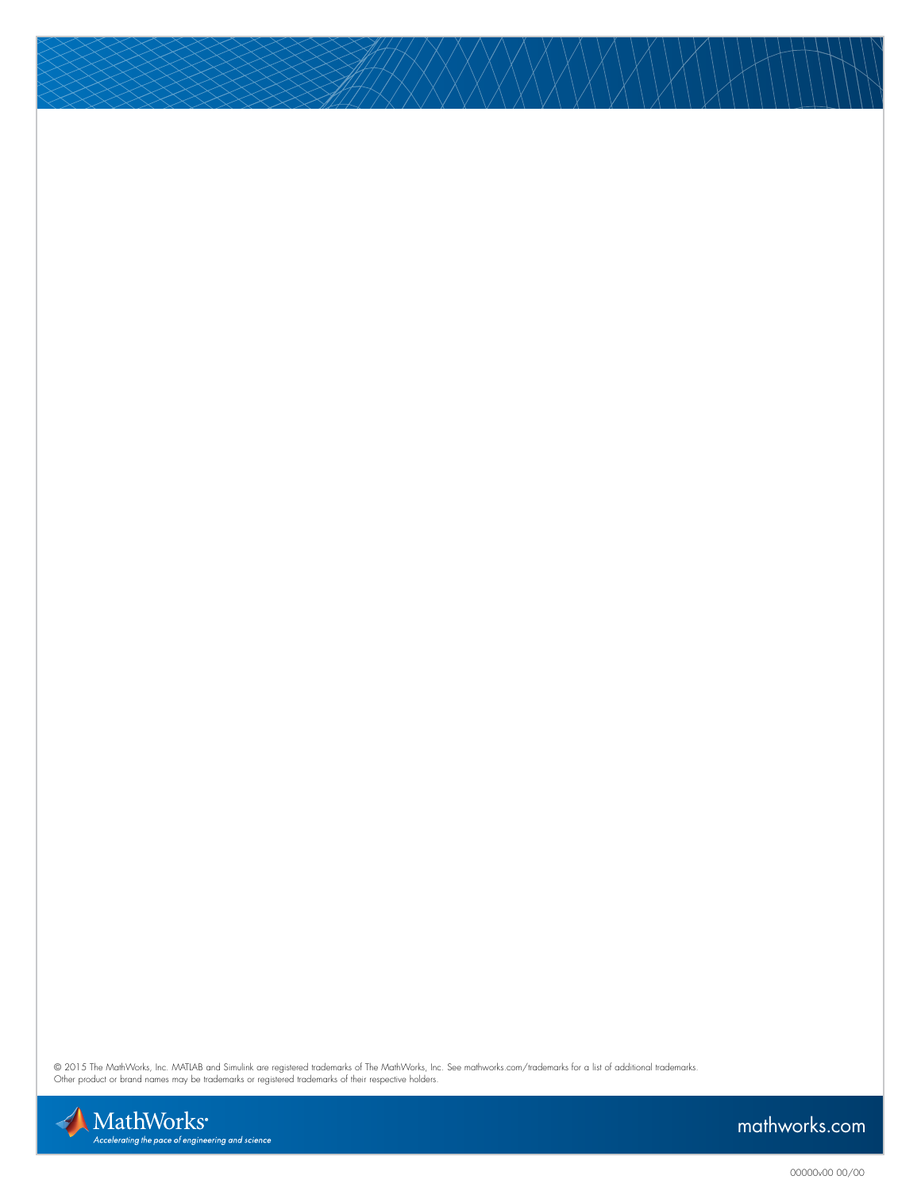© 2015 The MathWorks, Inc. MATLAB and Simulink are registered trademarks of The MathWorks, Inc. See mathworks.com/trademarks for a list of additional trademarks.
Other product or brand names may be trademarks or registered trademarks of their respective holders.

MathWorks®

*Accelerating the pace of engineering and science*

mathworks.com

00000v00 00/00